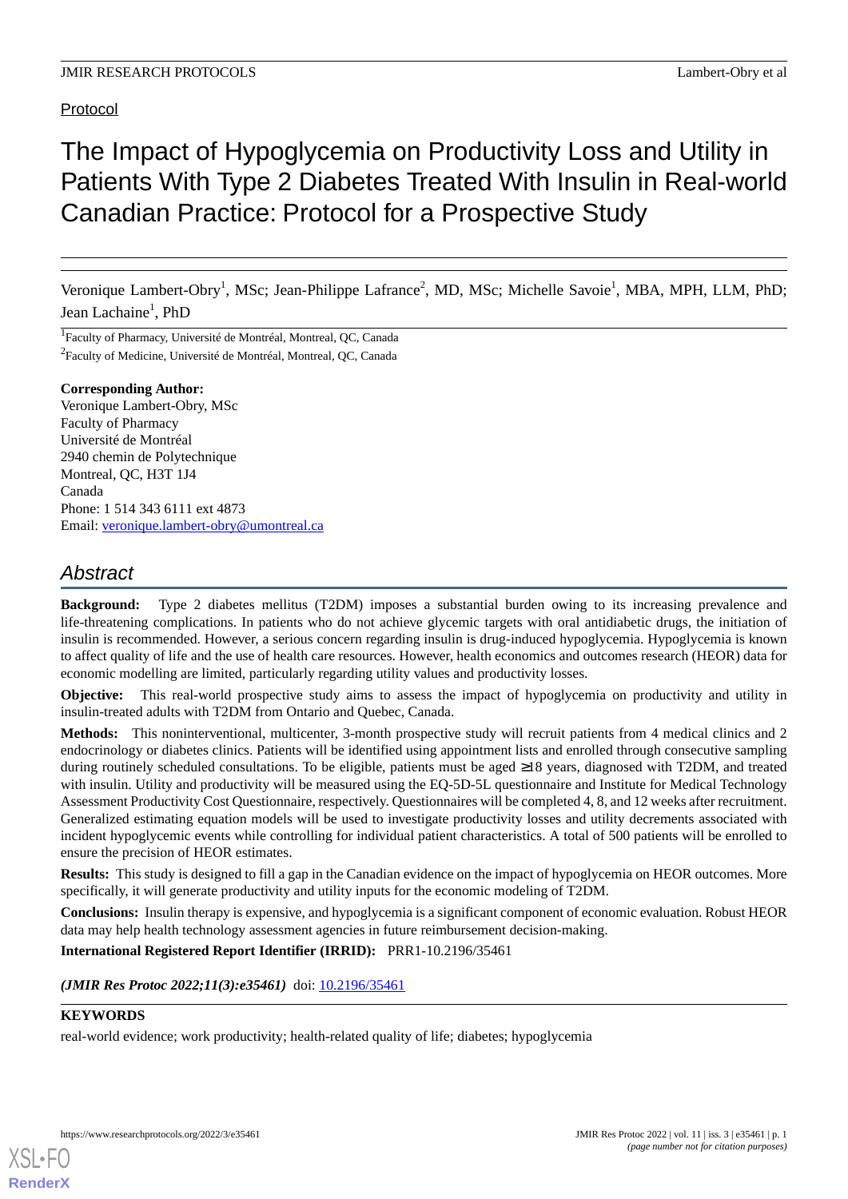Protocol

# The Impact of Hypoglycemia on Productivity Loss and Utility in Patients With Type 2 Diabetes Treated With Insulin in Real-world Canadian Practice: Protocol for a Prospective Study

Veronique Lambert-Obry[1], MSc; Jean-Philippe Lafrance[2], MD, MSc; Michelle Savoie[1], MBA, MPH, LLM, PhD; Jean Lachaine[1], PhD

[1]Faculty of Pharmacy, Université de Montréal, Montreal, QC, Canada

[2]Faculty of Medicine, Université de Montréal, Montreal, QC, Canada

**Corresponding Author:**
Veronique Lambert-Obry, MSc
Faculty of Pharmacy
Université de Montréal
2940 chemin de Polytechnique
Montreal, QC, H3T 1J4
Canada
Phone: 1 514 343 6111 ext 4873
Email: veronique.lambert-obry@umontreal.ca

## Abstract

**Background:** Type 2 diabetes mellitus (T2DM) imposes a substantial burden owing to its increasing prevalence and life-threatening complications. In patients who do not achieve glycemic targets with oral antidiabetic drugs, the initiation of insulin is recommended. However, a serious concern regarding insulin is drug-induced hypoglycemia. Hypoglycemia is known to affect quality of life and the use of health care resources. However, health economics and outcomes research (HEOR) data for economic modelling are limited, particularly regarding utility values and productivity losses.

**Objective:** This real-world prospective study aims to assess the impact of hypoglycemia on productivity and utility in insulin-treated adults with T2DM from Ontario and Quebec, Canada.

**Methods:** This noninterventional, multicenter, 3-month prospective study will recruit patients from 4 medical clinics and 2 endocrinology or diabetes clinics. Patients will be identified using appointment lists and enrolled through consecutive sampling during routinely scheduled consultations. To be eligible, patients must be aged ≥18 years, diagnosed with T2DM, and treated with insulin. Utility and productivity will be measured using the EQ-5D-5L questionnaire and Institute for Medical Technology Assessment Productivity Cost Questionnaire, respectively. Questionnaires will be completed 4, 8, and 12 weeks after recruitment. Generalized estimating equation models will be used to investigate productivity losses and utility decrements associated with incident hypoglycemic events while controlling for individual patient characteristics. A total of 500 patients will be enrolled to ensure the precision of HEOR estimates.

**Results:** This study is designed to fill a gap in the Canadian evidence on the impact of hypoglycemia on HEOR outcomes. More specifically, it will generate productivity and utility inputs for the economic modeling of T2DM.

**Conclusions:** Insulin therapy is expensive, and hypoglycemia is a significant component of economic evaluation. Robust HEOR data may help health technology assessment agencies in future reimbursement decision-making.

**International Registered Report Identifier (IRRID):** PRR1-10.2196/35461

*(JMIR Res Protoc 2022;11(3):e35461)* doi: 10.2196/35461

**KEYWORDS**

real-world evidence; work productivity; health-related quality of life; diabetes; hypoglycemia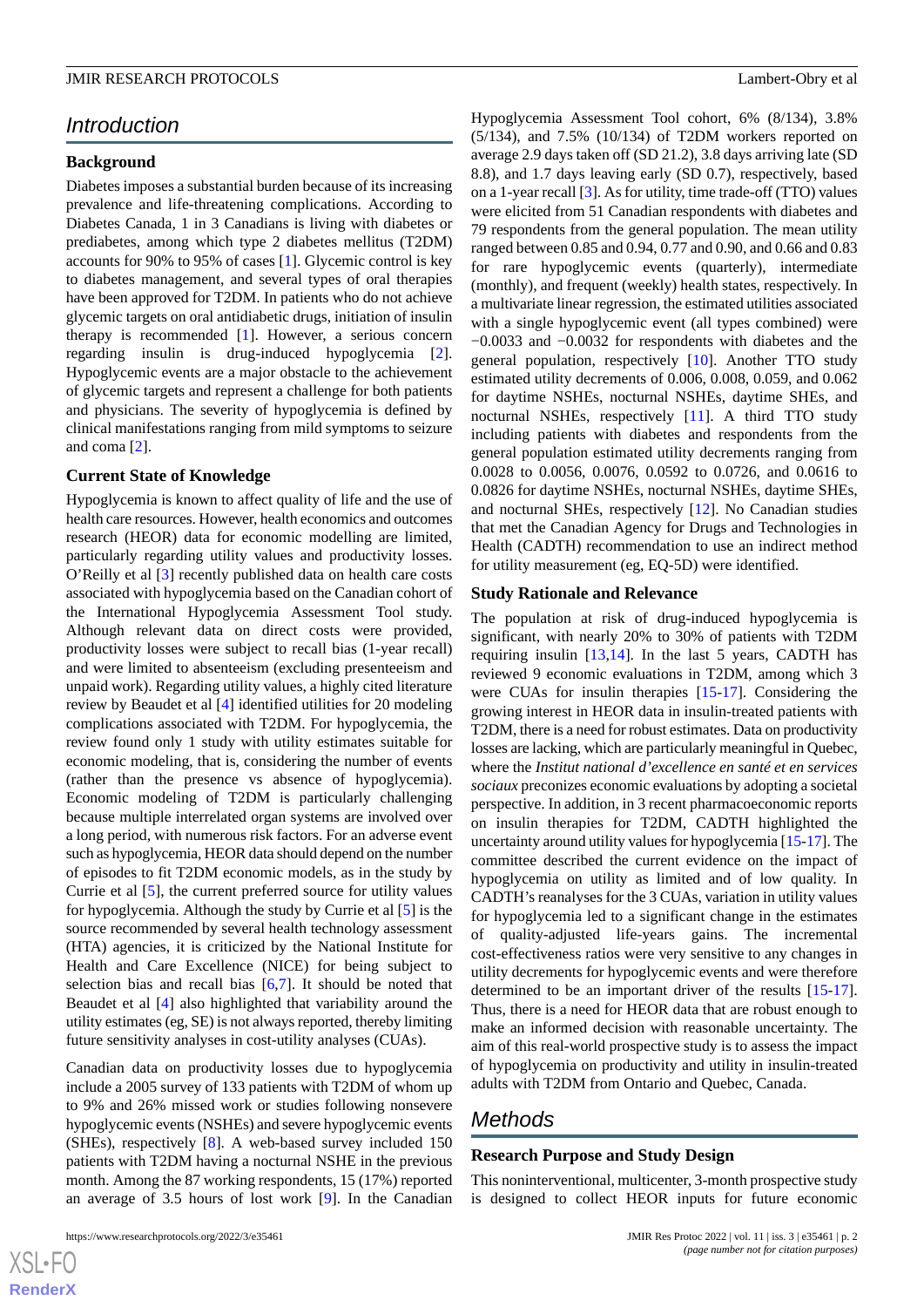## Introduction

### Background

Diabetes imposes a substantial burden because of its increasing prevalence and life-threatening complications. According to Diabetes Canada, 1 in 3 Canadians is living with diabetes or prediabetes, among which type 2 diabetes mellitus (T2DM) accounts for 90% to 95% of cases [1]. Glycemic control is key to diabetes management, and several types of oral therapies have been approved for T2DM. In patients who do not achieve glycemic targets on oral antidiabetic drugs, initiation of insulin therapy is recommended [1]. However, a serious concern regarding insulin is drug-induced hypoglycemia [2]. Hypoglycemic events are a major obstacle to the achievement of glycemic targets and represent a challenge for both patients and physicians. The severity of hypoglycemia is defined by clinical manifestations ranging from mild symptoms to seizure and coma [2].

### Current State of Knowledge

Hypoglycemia is known to affect quality of life and the use of health care resources. However, health economics and outcomes research (HEOR) data for economic modelling are limited, particularly regarding utility values and productivity losses. O'Reilly et al [3] recently published data on health care costs associated with hypoglycemia based on the Canadian cohort of the International Hypoglycemia Assessment Tool study. Although relevant data on direct costs were provided, productivity losses were subject to recall bias (1-year recall) and were limited to absenteeism (excluding presenteeism and unpaid work). Regarding utility values, a highly cited literature review by Beaudet et al [4] identified utilities for 20 modeling complications associated with T2DM. For hypoglycemia, the review found only 1 study with utility estimates suitable for economic modeling, that is, considering the number of events (rather than the presence vs absence of hypoglycemia). Economic modeling of T2DM is particularly challenging because multiple interrelated organ systems are involved over a long period, with numerous risk factors. For an adverse event such as hypoglycemia, HEOR data should depend on the number of episodes to fit T2DM economic models, as in the study by Currie et al [5], the current preferred source for utility values for hypoglycemia. Although the study by Currie et al [5] is the source recommended by several health technology assessment (HTA) agencies, it is criticized by the National Institute for Health and Care Excellence (NICE) for being subject to selection bias and recall bias [6,7]. It should be noted that Beaudet et al [4] also highlighted that variability around the utility estimates (eg, SE) is not always reported, thereby limiting future sensitivity analyses in cost-utility analyses (CUAs).

Canadian data on productivity losses due to hypoglycemia include a 2005 survey of 133 patients with T2DM of whom up to 9% and 26% missed work or studies following nonsevere hypoglycemic events (NSHEs) and severe hypoglycemic events (SHEs), respectively [8]. A web-based survey included 150 patients with T2DM having a nocturnal NSHE in the previous month. Among the 87 working respondents, 15 (17%) reported an average of 3.5 hours of lost work [9]. In the Canadian Hypoglycemia Assessment Tool cohort, 6% (8/134), 3.8% (5/134), and 7.5% (10/134) of T2DM workers reported on average 2.9 days taken off (SD 21.2), 3.8 days arriving late (SD 8.8), and 1.7 days leaving early (SD 0.7), respectively, based on a 1-year recall [3]. As for utility, time trade-off (TTO) values were elicited from 51 Canadian respondents with diabetes and 79 respondents from the general population. The mean utility ranged between 0.85 and 0.94, 0.77 and 0.90, and 0.66 and 0.83 for rare hypoglycemic events (quarterly), intermediate (monthly), and frequent (weekly) health states, respectively. In a multivariate linear regression, the estimated utilities associated with a single hypoglycemic event (all types combined) were −0.0033 and −0.0032 for respondents with diabetes and the general population, respectively [10]. Another TTO study estimated utility decrements of 0.006, 0.008, 0.059, and 0.062 for daytime NSHEs, nocturnal NSHEs, daytime SHEs, and nocturnal NSHEs, respectively [11]. A third TTO study including patients with diabetes and respondents from the general population estimated utility decrements ranging from 0.0028 to 0.0056, 0.0076, 0.0592 to 0.0726, and 0.0616 to 0.0826 for daytime NSHEs, nocturnal NSHEs, daytime SHEs, and nocturnal SHEs, respectively [12]. No Canadian studies that met the Canadian Agency for Drugs and Technologies in Health (CADTH) recommendation to use an indirect method for utility measurement (eg, EQ-5D) were identified.

### Study Rationale and Relevance

The population at risk of drug-induced hypoglycemia is significant, with nearly 20% to 30% of patients with T2DM requiring insulin [13,14]. In the last 5 years, CADTH has reviewed 9 economic evaluations in T2DM, among which 3 were CUAs for insulin therapies [15-17]. Considering the growing interest in HEOR data in insulin-treated patients with T2DM, there is a need for robust estimates. Data on productivity losses are lacking, which are particularly meaningful in Quebec, where the *Institut national d'excellence en santé et en services sociaux* preconizes economic evaluations by adopting a societal perspective. In addition, in 3 recent pharmacoeconomic reports on insulin therapies for T2DM, CADTH highlighted the uncertainty around utility values for hypoglycemia [15-17]. The committee described the current evidence on the impact of hypoglycemia on utility as limited and of low quality. In CADTH's reanalyses for the 3 CUAs, variation in utility values for hypoglycemia led to a significant change in the estimates of quality-adjusted life-years gains. The incremental cost-effectiveness ratios were very sensitive to any changes in utility decrements for hypoglycemic events and were therefore determined to be an important driver of the results [15-17]. Thus, there is a need for HEOR data that are robust enough to make an informed decision with reasonable uncertainty. The aim of this real-world prospective study is to assess the impact of hypoglycemia on productivity and utility in insulin-treated adults with T2DM from Ontario and Quebec, Canada.

## Methods

### Research Purpose and Study Design

This noninterventional, multicenter, 3-month prospective study is designed to collect HEOR inputs for future economic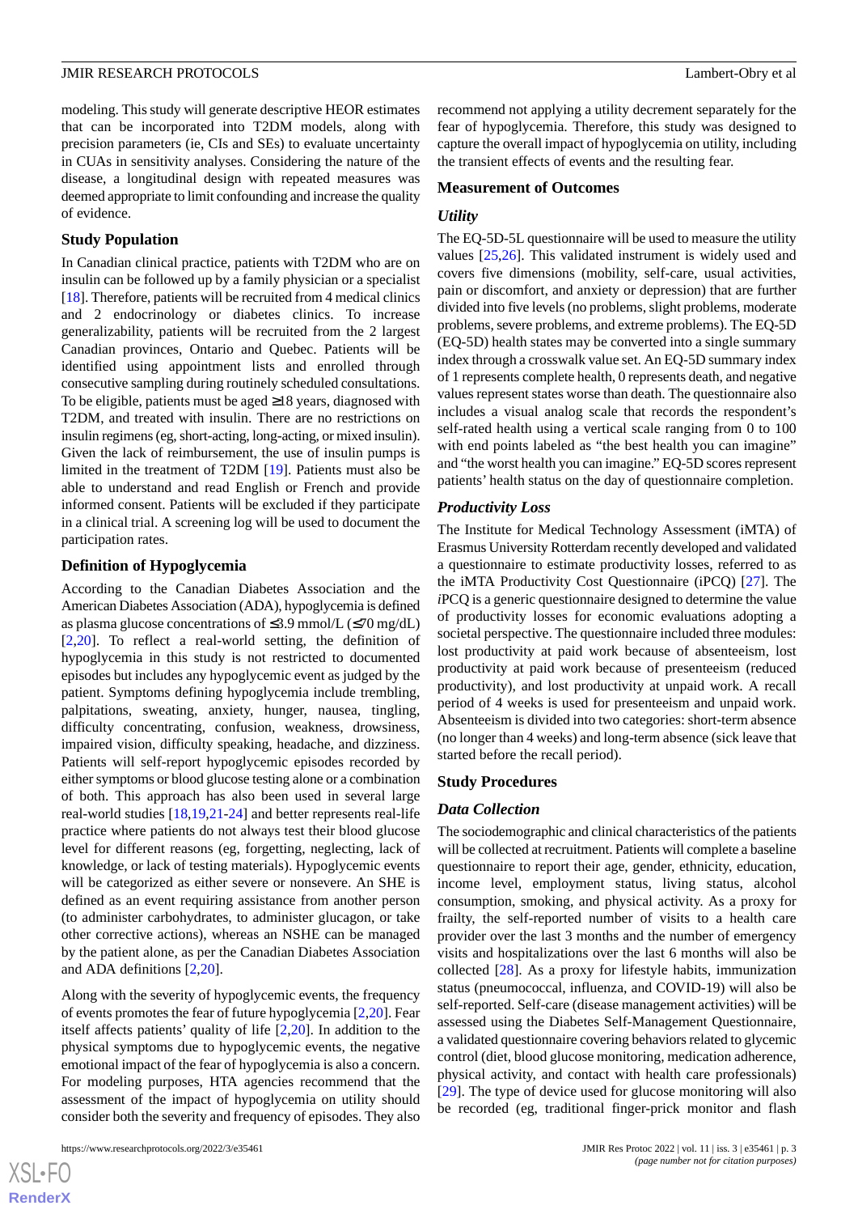modeling. This study will generate descriptive HEOR estimates that can be incorporated into T2DM models, along with precision parameters (ie, CIs and SEs) to evaluate uncertainty in CUAs in sensitivity analyses. Considering the nature of the disease, a longitudinal design with repeated measures was deemed appropriate to limit confounding and increase the quality of evidence.

### Study Population

In Canadian clinical practice, patients with T2DM who are on insulin can be followed up by a family physician or a specialist [18]. Therefore, patients will be recruited from 4 medical clinics and 2 endocrinology or diabetes clinics. To increase generalizability, patients will be recruited from the 2 largest Canadian provinces, Ontario and Quebec. Patients will be identified using appointment lists and enrolled through consecutive sampling during routinely scheduled consultations. To be eligible, patients must be aged ≥18 years, diagnosed with T2DM, and treated with insulin. There are no restrictions on insulin regimens (eg, short-acting, long-acting, or mixed insulin). Given the lack of reimbursement, the use of insulin pumps is limited in the treatment of T2DM [19]. Patients must also be able to understand and read English or French and provide informed consent. Patients will be excluded if they participate in a clinical trial. A screening log will be used to document the participation rates.

### Definition of Hypoglycemia

According to the Canadian Diabetes Association and the American Diabetes Association (ADA), hypoglycemia is defined as plasma glucose concentrations of ≤3.9 mmol/L (≤70 mg/dL) [2,20]. To reflect a real-world setting, the definition of hypoglycemia in this study is not restricted to documented episodes but includes any hypoglycemic event as judged by the patient. Symptoms defining hypoglycemia include trembling, palpitations, sweating, anxiety, hunger, nausea, tingling, difficulty concentrating, confusion, weakness, drowsiness, impaired vision, difficulty speaking, headache, and dizziness. Patients will self-report hypoglycemic episodes recorded by either symptoms or blood glucose testing alone or a combination of both. This approach has also been used in several large real-world studies [18,19,21-24] and better represents real-life practice where patients do not always test their blood glucose level for different reasons (eg, forgetting, neglecting, lack of knowledge, or lack of testing materials). Hypoglycemic events will be categorized as either severe or nonsevere. An SHE is defined as an event requiring assistance from another person (to administer carbohydrates, to administer glucagon, or take other corrective actions), whereas an NSHE can be managed by the patient alone, as per the Canadian Diabetes Association and ADA definitions [2,20].

Along with the severity of hypoglycemic events, the frequency of events promotes the fear of future hypoglycemia [2,20]. Fear itself affects patients' quality of life [2,20]. In addition to the physical symptoms due to hypoglycemic events, the negative emotional impact of the fear of hypoglycemia is also a concern. For modeling purposes, HTA agencies recommend that the assessment of the impact of hypoglycemia on utility should consider both the severity and frequency of episodes. They also recommend not applying a utility decrement separately for the fear of hypoglycemia. Therefore, this study was designed to capture the overall impact of hypoglycemia on utility, including the transient effects of events and the resulting fear.

### Measurement of Outcomes

#### *Utility*

The EQ-5D-5L questionnaire will be used to measure the utility values [25,26]. This validated instrument is widely used and covers five dimensions (mobility, self-care, usual activities, pain or discomfort, and anxiety or depression) that are further divided into five levels (no problems, slight problems, moderate problems, severe problems, and extreme problems). The EQ-5D (EQ-5D) health states may be converted into a single summary index through a crosswalk value set. An EQ-5D summary index of 1 represents complete health, 0 represents death, and negative values represent states worse than death. The questionnaire also includes a visual analog scale that records the respondent's self-rated health using a vertical scale ranging from 0 to 100 with end points labeled as "the best health you can imagine" and "the worst health you can imagine." EQ-5D scores represent patients' health status on the day of questionnaire completion.

#### *Productivity Loss*

The Institute for Medical Technology Assessment (iMTA) of Erasmus University Rotterdam recently developed and validated a questionnaire to estimate productivity losses, referred to as the iMTA Productivity Cost Questionnaire (iPCQ) [27]. The *i*PCQ is a generic questionnaire designed to determine the value of productivity losses for economic evaluations adopting a societal perspective. The questionnaire included three modules: lost productivity at paid work because of absenteeism, lost productivity at paid work because of presenteeism (reduced productivity), and lost productivity at unpaid work. A recall period of 4 weeks is used for presenteeism and unpaid work. Absenteeism is divided into two categories: short-term absence (no longer than 4 weeks) and long-term absence (sick leave that started before the recall period).

### Study Procedures

#### *Data Collection*

The sociodemographic and clinical characteristics of the patients will be collected at recruitment. Patients will complete a baseline questionnaire to report their age, gender, ethnicity, education, income level, employment status, living status, alcohol consumption, smoking, and physical activity. As a proxy for frailty, the self-reported number of visits to a health care provider over the last 3 months and the number of emergency visits and hospitalizations over the last 6 months will also be collected [28]. As a proxy for lifestyle habits, immunization status (pneumococcal, influenza, and COVID-19) will also be self-reported. Self-care (disease management activities) will be assessed using the Diabetes Self-Management Questionnaire, a validated questionnaire covering behaviors related to glycemic control (diet, blood glucose monitoring, medication adherence, physical activity, and contact with health care professionals) [29]. The type of device used for glucose monitoring will also be recorded (eg, traditional finger-prick monitor and flash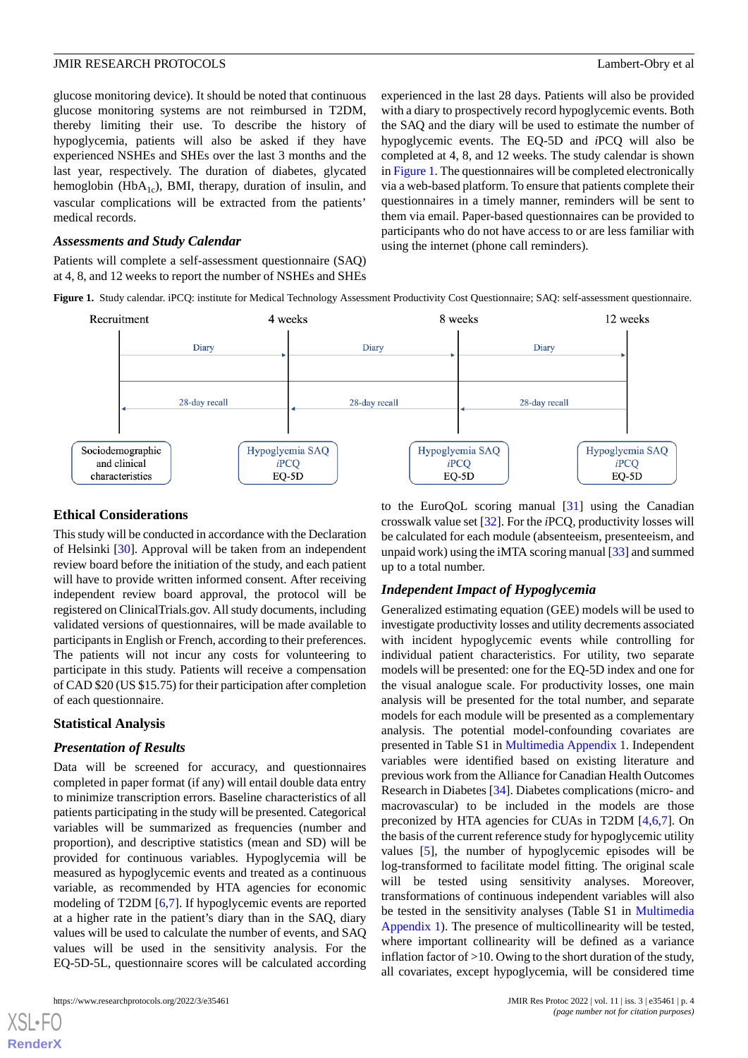glucose monitoring device). It should be noted that continuous glucose monitoring systems are not reimbursed in T2DM, thereby limiting their use. To describe the history of hypoglycemia, patients will also be asked if they have experienced NSHEs and SHEs over the last 3 months and the last year, respectively. The duration of diabetes, glycated hemoglobin ($HbA_{1c}$), BMI, therapy, duration of insulin, and vascular complications will be extracted from the patients' medical records.

### Assessments and Study Calendar

Patients will complete a self-assessment questionnaire (SAQ) at 4, 8, and 12 weeks to report the number of NSHEs and SHEs experienced in the last 28 days. Patients will also be provided with a diary to prospectively record hypoglycemic events. Both the SAQ and the diary will be used to estimate the number of hypoglycemic events. The EQ-5D and *i*PCQ will also be completed at 4, 8, and 12 weeks. The study calendar is shown in Figure 1. The questionnaires will be completed electronically via a web-based platform. To ensure that patients complete their questionnaires in a timely manner, reminders will be sent to them via email. Paper-based questionnaires can be provided to participants who do not have access to or are less familiar with using the internet (phone call reminders).

**Figure 1.** Study calendar. iPCQ: institute for Medical Technology Assessment Productivity Cost Questionnaire; SAQ: self-assessment questionnaire.

| Recruitment | 4 weeks | 8 weeks | 12 weeks |
|---|---|---|---|
| Sociodemographic and clinical characteristics | Hypoglycemia SAQ, *i*PCQ, EQ-5D | Hypoglycemia SAQ, *i*PCQ, EQ-5D | Hypoglycemia SAQ, *i*PCQ, EQ-5D |

Diary (prospective, between each time point); 28-day recall (retrospective, at each time point).

## Ethical Considerations

This study will be conducted in accordance with the Declaration of Helsinki [30]. Approval will be taken from an independent review board before the initiation of the study, and each patient will have to provide written informed consent. After receiving independent review board approval, the protocol will be registered on ClinicalTrials.gov. All study documents, including validated versions of questionnaires, will be made available to participants in English or French, according to their preferences. The patients will not incur any costs for volunteering to participate in this study. Patients will receive a compensation of CAD $20 (US $15.75) for their participation after completion of each questionnaire.

## Statistical Analysis

### Presentation of Results

Data will be screened for accuracy, and questionnaires completed in paper format (if any) will entail double data entry to minimize transcription errors. Baseline characteristics of all patients participating in the study will be presented. Categorical variables will be summarized as frequencies (number and proportion), and descriptive statistics (mean and SD) will be provided for continuous variables. Hypoglycemia will be measured as hypoglycemic events and treated as a continuous variable, as recommended by HTA agencies for economic modeling of T2DM [6,7]. If hypoglycemic events are reported at a higher rate in the patient's diary than in the SAQ, diary values will be used to calculate the number of events, and SAQ values will be used in the sensitivity analysis. For the EQ-5D-5L, questionnaire scores will be calculated according to the EuroQoL scoring manual [31] using the Canadian crosswalk value set [32]. For the *i*PCQ, productivity losses will be calculated for each module (absenteeism, presenteeism, and unpaid work) using the iMTA scoring manual [33] and summed up to a total number.

### Independent Impact of Hypoglycemia

Generalized estimating equation (GEE) models will be used to investigate productivity losses and utility decrements associated with incident hypoglycemic events while controlling for individual patient characteristics. For utility, two separate models will be presented: one for the EQ-5D index and one for the visual analogue scale. For productivity losses, one main analysis will be presented for the total number, and separate models for each module will be presented as a complementary analysis. The potential model-confounding covariates are presented in Table S1 in Multimedia Appendix 1. Independent variables were identified based on existing literature and previous work from the Alliance for Canadian Health Outcomes Research in Diabetes [34]. Diabetes complications (micro- and macrovascular) to be included in the models are those preconized by HTA agencies for CUAs in T2DM [4,6,7]. On the basis of the current reference study for hypoglycemic utility values [5], the number of hypoglycemic episodes will be log-transformed to facilitate model fitting. The original scale will be tested using sensitivity analyses. Moreover, transformations of continuous independent variables will also be tested in the sensitivity analyses (Table S1 in Multimedia Appendix 1). The presence of multicollinearity will be tested, where important collinearity will be defined as a variance inflation factor of >10. Owing to the short duration of the study, all covariates, except hypoglycemia, will be considered time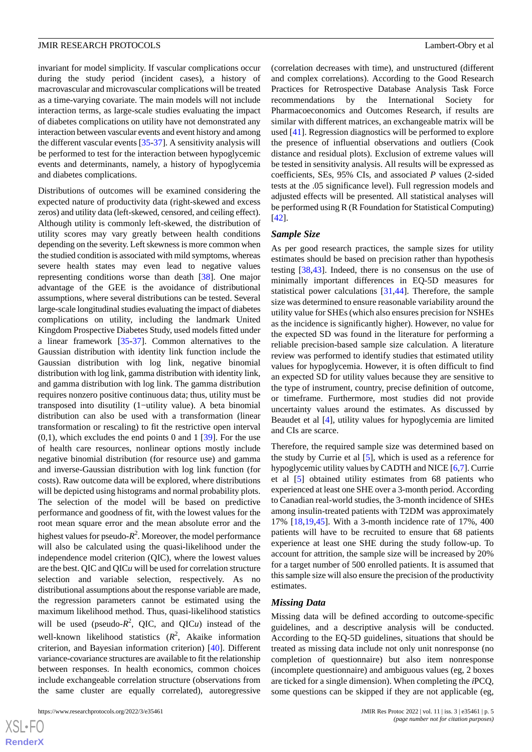invariant for model simplicity. If vascular complications occur during the study period (incident cases), a history of macrovascular and microvascular complications will be treated as a time-varying covariate. The main models will not include interaction terms, as large-scale studies evaluating the impact of diabetes complications on utility have not demonstrated any interaction between vascular events and event history and among the different vascular events [35-37]. A sensitivity analysis will be performed to test for the interaction between hypoglycemic events and determinants, namely, a history of hypoglycemia and diabetes complications.

Distributions of outcomes will be examined considering the expected nature of productivity data (right-skewed and excess zeros) and utility data (left-skewed, censored, and ceiling effect). Although utility is commonly left-skewed, the distribution of utility scores may vary greatly between health conditions depending on the severity. Left skewness is more common when the studied condition is associated with mild symptoms, whereas severe health states may even lead to negative values representing conditions worse than death [38]. One major advantage of the GEE is the avoidance of distributional assumptions, where several distributions can be tested. Several large-scale longitudinal studies evaluating the impact of diabetes complications on utility, including the landmark United Kingdom Prospective Diabetes Study, used models fitted under a linear framework [35-37]. Common alternatives to the Gaussian distribution with identity link function include the Gaussian distribution with log link, negative binomial distribution with log link, gamma distribution with identity link, and gamma distribution with log link. The gamma distribution requires nonzero positive continuous data; thus, utility must be transposed into disutility (1−utility value). A beta binomial distribution can also be used with a transformation (linear transformation or rescaling) to fit the restrictive open interval (0,1), which excludes the end points 0 and 1 [39]. For the use of health care resources, nonlinear options mostly include negative binomial distribution (for resource use) and gamma and inverse-Gaussian distribution with log link function (for costs). Raw outcome data will be explored, where distributions will be depicted using histograms and normal probability plots. The selection of the model will be based on predictive performance and goodness of fit, with the lowest values for the root mean square error and the mean absolute error and the highest values for pseudo-$R^2$. Moreover, the model performance will also be calculated using the quasi-likelihood under the independence model criterion (QIC), where the lowest values are the best. QIC and QIC*u* will be used for correlation structure selection and variable selection, respectively. As no distributional assumptions about the response variable are made, the regression parameters cannot be estimated using the maximum likelihood method. Thus, quasi-likelihood statistics will be used (pseudo-$R^2$, QIC, and QIC*u*) instead of the well-known likelihood statistics ($R^2$, Akaike information criterion, and Bayesian information criterion) [40]. Different variance-covariance structures are available to fit the relationship between responses. In health economics, common choices include exchangeable correlation structure (observations from the same cluster are equally correlated), autoregressive (correlation decreases with time), and unstructured (different and complex correlations). According to the Good Research Practices for Retrospective Database Analysis Task Force recommendations by the International Society for Pharmacoeconomics and Outcomes Research, if results are similar with different matrices, an exchangeable matrix will be used [41]. Regression diagnostics will be performed to explore the presence of influential observations and outliers (Cook distance and residual plots). Exclusion of extreme values will be tested in sensitivity analysis. All results will be expressed as coefficients, SEs, 95% CIs, and associated *P* values (2-sided tests at the .05 significance level). Full regression models and adjusted effects will be presented. All statistical analyses will be performed using R (R Foundation for Statistical Computing) [42].

### Sample Size

As per good research practices, the sample sizes for utility estimates should be based on precision rather than hypothesis testing [38,43]. Indeed, there is no consensus on the use of minimally important differences in EQ-5D measures for statistical power calculations [31,44]. Therefore, the sample size was determined to ensure reasonable variability around the utility value for SHEs (which also ensures precision for NSHEs as the incidence is significantly higher). However, no value for the expected SD was found in the literature for performing a reliable precision-based sample size calculation. A literature review was performed to identify studies that estimated utility values for hypoglycemia. However, it is often difficult to find an expected SD for utility values because they are sensitive to the type of instrument, country, precise definition of outcome, or timeframe. Furthermore, most studies did not provide uncertainty values around the estimates. As discussed by Beaudet et al [4], utility values for hypoglycemia are limited and CIs are scarce.

Therefore, the required sample size was determined based on the study by Currie et al [5], which is used as a reference for hypoglycemic utility values by CADTH and NICE [6,7]. Currie et al [5] obtained utility estimates from 68 patients who experienced at least one SHE over a 3-month period. According to Canadian real-world studies, the 3-month incidence of SHEs among insulin-treated patients with T2DM was approximately 17% [18,19,45]. With a 3-month incidence rate of 17%, 400 patients will have to be recruited to ensure that 68 patients experience at least one SHE during the study follow-up. To account for attrition, the sample size will be increased by 20% for a target number of 500 enrolled patients. It is assumed that this sample size will also ensure the precision of the productivity estimates.

### Missing Data

Missing data will be defined according to outcome-specific guidelines, and a descriptive analysis will be conducted. According to the EQ-5D guidelines, situations that should be treated as missing data include not only unit nonresponse (no completion of questionnaire) but also item nonresponse (incomplete questionnaire) and ambiguous values (eg, 2 boxes are ticked for a single dimension). When completing the *i*PCQ, some questions can be skipped if they are not applicable (eg,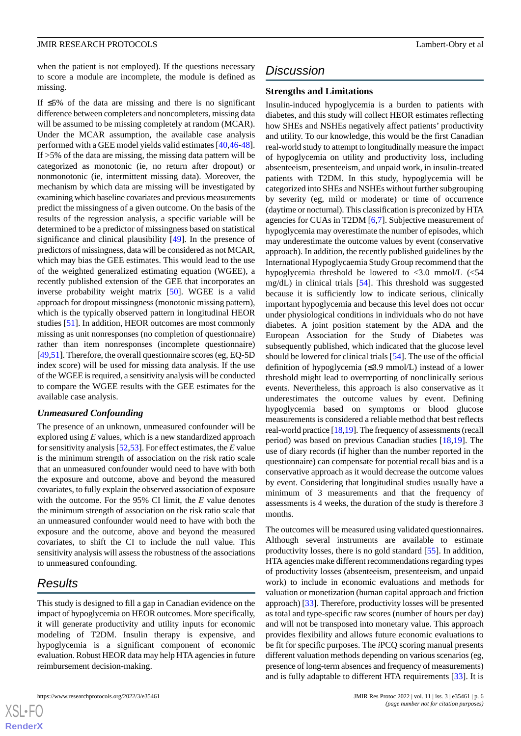when the patient is not employed). If the questions necessary to score a module are incomplete, the module is defined as missing.

If ≤5% of the data are missing and there is no significant difference between completers and noncompleters, missing data will be assumed to be missing completely at random (MCAR). Under the MCAR assumption, the available case analysis performed with a GEE model yields valid estimates [40,46-48]. If >5% of the data are missing, the missing data pattern will be categorized as monotonic (ie, no return after dropout) or nonmonotonic (ie, intermittent missing data). Moreover, the mechanism by which data are missing will be investigated by examining which baseline covariates and previous measurements predict the missingness of a given outcome. On the basis of the results of the regression analysis, a specific variable will be determined to be a predictor of missingness based on statistical significance and clinical plausibility [49]. In the presence of predictors of missingness, data will be considered as not MCAR, which may bias the GEE estimates. This would lead to the use of the weighted generalized estimating equation (WGEE), a recently published extension of the GEE that incorporates an inverse probability weight matrix [50]. WGEE is a valid approach for dropout missingness (monotonic missing pattern), which is the typically observed pattern in longitudinal HEOR studies [51]. In addition, HEOR outcomes are most commonly missing as unit nonresponses (no completion of questionnaire) rather than item nonresponses (incomplete questionnaire) [49,51]. Therefore, the overall questionnaire scores (eg, EQ-5D index score) will be used for missing data analysis. If the use of the WGEE is required, a sensitivity analysis will be conducted to compare the WGEE results with the GEE estimates for the available case analysis.

### Unmeasured Confounding

The presence of an unknown, unmeasured confounder will be explored using *E* values, which is a new standardized approach for sensitivity analysis [52,53]. For effect estimates, the *E* value is the minimum strength of association on the risk ratio scale that an unmeasured confounder would need to have with both the exposure and outcome, above and beyond the measured covariates, to fully explain the observed association of exposure with the outcome. For the 95% CI limit, the *E* value denotes the minimum strength of association on the risk ratio scale that an unmeasured confounder would need to have with both the exposure and the outcome, above and beyond the measured covariates, to shift the CI to include the null value. This sensitivity analysis will assess the robustness of the associations to unmeasured confounding.

## Results

This study is designed to fill a gap in Canadian evidence on the impact of hypoglycemia on HEOR outcomes. More specifically, it will generate productivity and utility inputs for economic modeling of T2DM. Insulin therapy is expensive, and hypoglycemia is a significant component of economic evaluation. Robust HEOR data may help HTA agencies in future reimbursement decision-making.

## Discussion

### Strengths and Limitations

Insulin-induced hypoglycemia is a burden to patients with diabetes, and this study will collect HEOR estimates reflecting how SHEs and NSHEs negatively affect patients' productivity and utility. To our knowledge, this would be the first Canadian real-world study to attempt to longitudinally measure the impact of hypoglycemia on utility and productivity loss, including absenteeism, presenteeism, and unpaid work, in insulin-treated patients with T2DM. In this study, hypoglycemia will be categorized into SHEs and NSHEs without further subgrouping by severity (eg, mild or moderate) or time of occurrence (daytime or nocturnal). This classification is preconized by HTA agencies for CUAs in T2DM [6,7]. Subjective measurement of hypoglycemia may overestimate the number of episodes, which may underestimate the outcome values by event (conservative approach). In addition, the recently published guidelines by the International Hypoglycaemia Study Group recommend that the hypoglycemia threshold be lowered to <3.0 mmol/L (<54 mg/dL) in clinical trials [54]. This threshold was suggested because it is sufficiently low to indicate serious, clinically important hypoglycemia and because this level does not occur under physiological conditions in individuals who do not have diabetes. A joint position statement by the ADA and the European Association for the Study of Diabetes was subsequently published, which indicated that the glucose level should be lowered for clinical trials [54]. The use of the official definition of hypoglycemia (≤3.9 mmol/L) instead of a lower threshold might lead to overreporting of nonclinically serious events. Nevertheless, this approach is also conservative as it underestimates the outcome values by event. Defining hypoglycemia based on symptoms or blood glucose measurements is considered a reliable method that best reflects real-world practice [18,19]. The frequency of assessments (recall period) was based on previous Canadian studies [18,19]. The use of diary records (if higher than the number reported in the questionnaire) can compensate for potential recall bias and is a conservative approach as it would decrease the outcome values by event. Considering that longitudinal studies usually have a minimum of 3 measurements and that the frequency of assessments is 4 weeks, the duration of the study is therefore 3 months.

The outcomes will be measured using validated questionnaires. Although several instruments are available to estimate productivity losses, there is no gold standard [55]. In addition, HTA agencies make different recommendations regarding types of productivity losses (absenteeism, presenteeism, and unpaid work) to include in economic evaluations and methods for valuation or monetization (human capital approach and friction approach) [33]. Therefore, productivity losses will be presented as total and type-specific raw scores (number of hours per day) and will not be transposed into monetary value. This approach provides flexibility and allows future economic evaluations to be fit for specific purposes. The *i*PCQ scoring manual presents different valuation methods depending on various scenarios (eg, presence of long-term absences and frequency of measurements) and is fully adaptable to different HTA requirements [33]. It is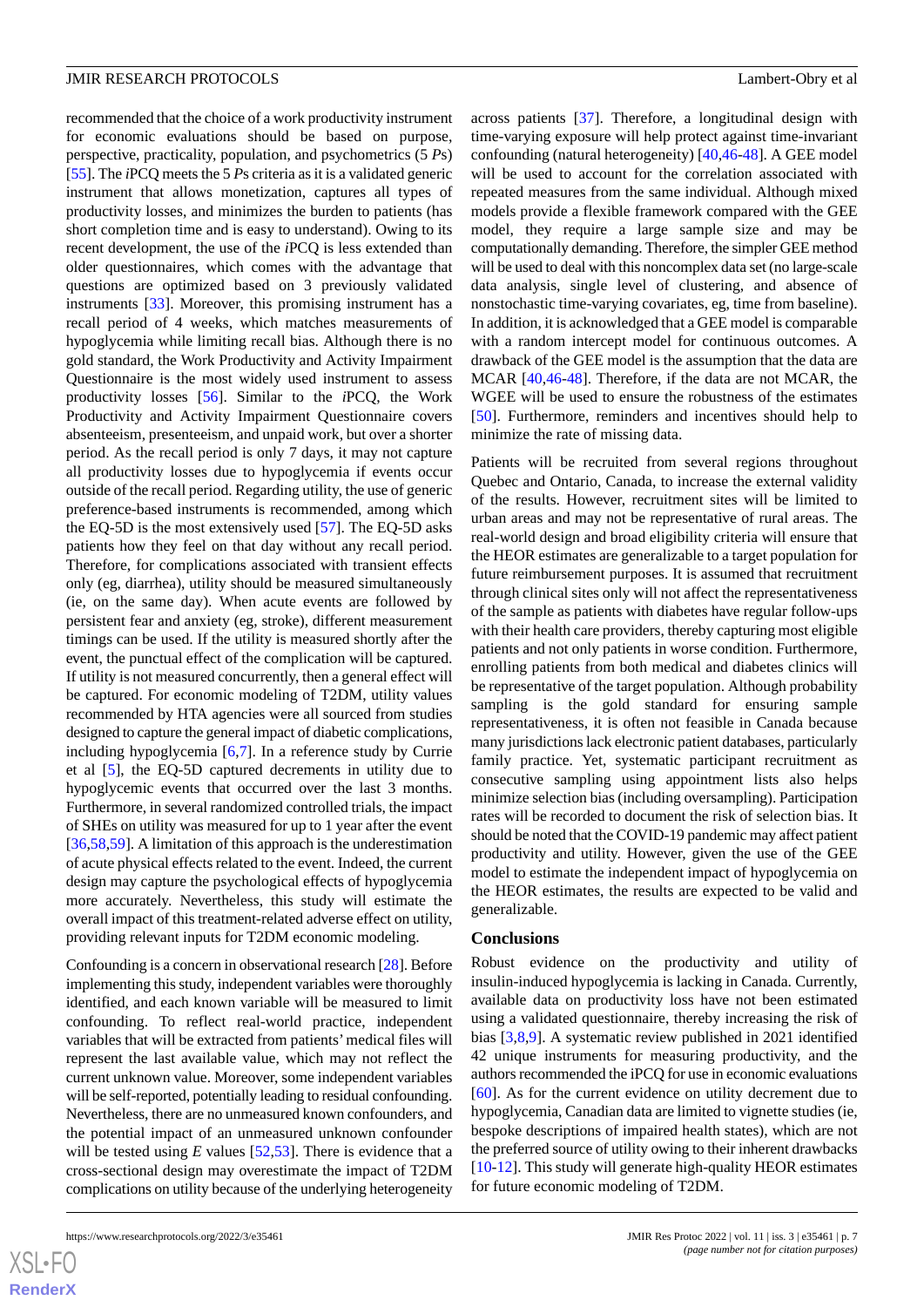recommended that the choice of a work productivity instrument for economic evaluations should be based on purpose, perspective, practicality, population, and psychometrics (5 *P*s) [55]. The *i*PCQ meets the 5 *P*s criteria as it is a validated generic instrument that allows monetization, captures all types of productivity losses, and minimizes the burden to patients (has short completion time and is easy to understand). Owing to its recent development, the use of the *i*PCQ is less extended than older questionnaires, which comes with the advantage that questions are optimized based on 3 previously validated instruments [33]. Moreover, this promising instrument has a recall period of 4 weeks, which matches measurements of hypoglycemia while limiting recall bias. Although there is no gold standard, the Work Productivity and Activity Impairment Questionnaire is the most widely used instrument to assess productivity losses [56]. Similar to the *i*PCQ, the Work Productivity and Activity Impairment Questionnaire covers absenteeism, presenteeism, and unpaid work, but over a shorter period. As the recall period is only 7 days, it may not capture all productivity losses due to hypoglycemia if events occur outside of the recall period. Regarding utility, the use of generic preference-based instruments is recommended, among which the EQ-5D is the most extensively used [57]. The EQ-5D asks patients how they feel on that day without any recall period. Therefore, for complications associated with transient effects only (eg, diarrhea), utility should be measured simultaneously (ie, on the same day). When acute events are followed by persistent fear and anxiety (eg, stroke), different measurement timings can be used. If the utility is measured shortly after the event, the punctual effect of the complication will be captured. If utility is not measured concurrently, then a general effect will be captured. For economic modeling of T2DM, utility values recommended by HTA agencies were all sourced from studies designed to capture the general impact of diabetic complications, including hypoglycemia [6,7]. In a reference study by Currie et al [5], the EQ-5D captured decrements in utility due to hypoglycemic events that occurred over the last 3 months. Furthermore, in several randomized controlled trials, the impact of SHEs on utility was measured for up to 1 year after the event [36,58,59]. A limitation of this approach is the underestimation of acute physical effects related to the event. Indeed, the current design may capture the psychological effects of hypoglycemia more accurately. Nevertheless, this study will estimate the overall impact of this treatment-related adverse effect on utility, providing relevant inputs for T2DM economic modeling.

Confounding is a concern in observational research [28]. Before implementing this study, independent variables were thoroughly identified, and each known variable will be measured to limit confounding. To reflect real-world practice, independent variables that will be extracted from patients' medical files will represent the last available value, which may not reflect the current unknown value. Moreover, some independent variables will be self-reported, potentially leading to residual confounding. Nevertheless, there are no unmeasured known confounders, and the potential impact of an unmeasured unknown confounder will be tested using *E* values [52,53]. There is evidence that a cross-sectional design may overestimate the impact of T2DM complications on utility because of the underlying heterogeneity across patients [37]. Therefore, a longitudinal design with time-varying exposure will help protect against time-invariant confounding (natural heterogeneity) [40,46-48]. A GEE model will be used to account for the correlation associated with repeated measures from the same individual. Although mixed models provide a flexible framework compared with the GEE model, they require a large sample size and may be computationally demanding. Therefore, the simpler GEE method will be used to deal with this noncomplex data set (no large-scale data analysis, single level of clustering, and absence of nonstochastic time-varying covariates, eg, time from baseline). In addition, it is acknowledged that a GEE model is comparable with a random intercept model for continuous outcomes. A drawback of the GEE model is the assumption that the data are MCAR [40,46-48]. Therefore, if the data are not MCAR, the WGEE will be used to ensure the robustness of the estimates [50]. Furthermore, reminders and incentives should help to minimize the rate of missing data.

Patients will be recruited from several regions throughout Quebec and Ontario, Canada, to increase the external validity of the results. However, recruitment sites will be limited to urban areas and may not be representative of rural areas. The real-world design and broad eligibility criteria will ensure that the HEOR estimates are generalizable to a target population for future reimbursement purposes. It is assumed that recruitment through clinical sites only will not affect the representativeness of the sample as patients with diabetes have regular follow-ups with their health care providers, thereby capturing most eligible patients and not only patients in worse condition. Furthermore, enrolling patients from both medical and diabetes clinics will be representative of the target population. Although probability sampling is the gold standard for ensuring sample representativeness, it is often not feasible in Canada because many jurisdictions lack electronic patient databases, particularly family practice. Yet, systematic participant recruitment as consecutive sampling using appointment lists also helps minimize selection bias (including oversampling). Participation rates will be recorded to document the risk of selection bias. It should be noted that the COVID-19 pandemic may affect patient productivity and utility. However, given the use of the GEE model to estimate the independent impact of hypoglycemia on the HEOR estimates, the results are expected to be valid and generalizable.

## Conclusions

Robust evidence on the productivity and utility of insulin-induced hypoglycemia is lacking in Canada. Currently, available data on productivity loss have not been estimated using a validated questionnaire, thereby increasing the risk of bias [3,8,9]. A systematic review published in 2021 identified 42 unique instruments for measuring productivity, and the authors recommended the iPCQ for use in economic evaluations [60]. As for the current evidence on utility decrement due to hypoglycemia, Canadian data are limited to vignette studies (ie, bespoke descriptions of impaired health states), which are not the preferred source of utility owing to their inherent drawbacks [10-12]. This study will generate high-quality HEOR estimates for future economic modeling of T2DM.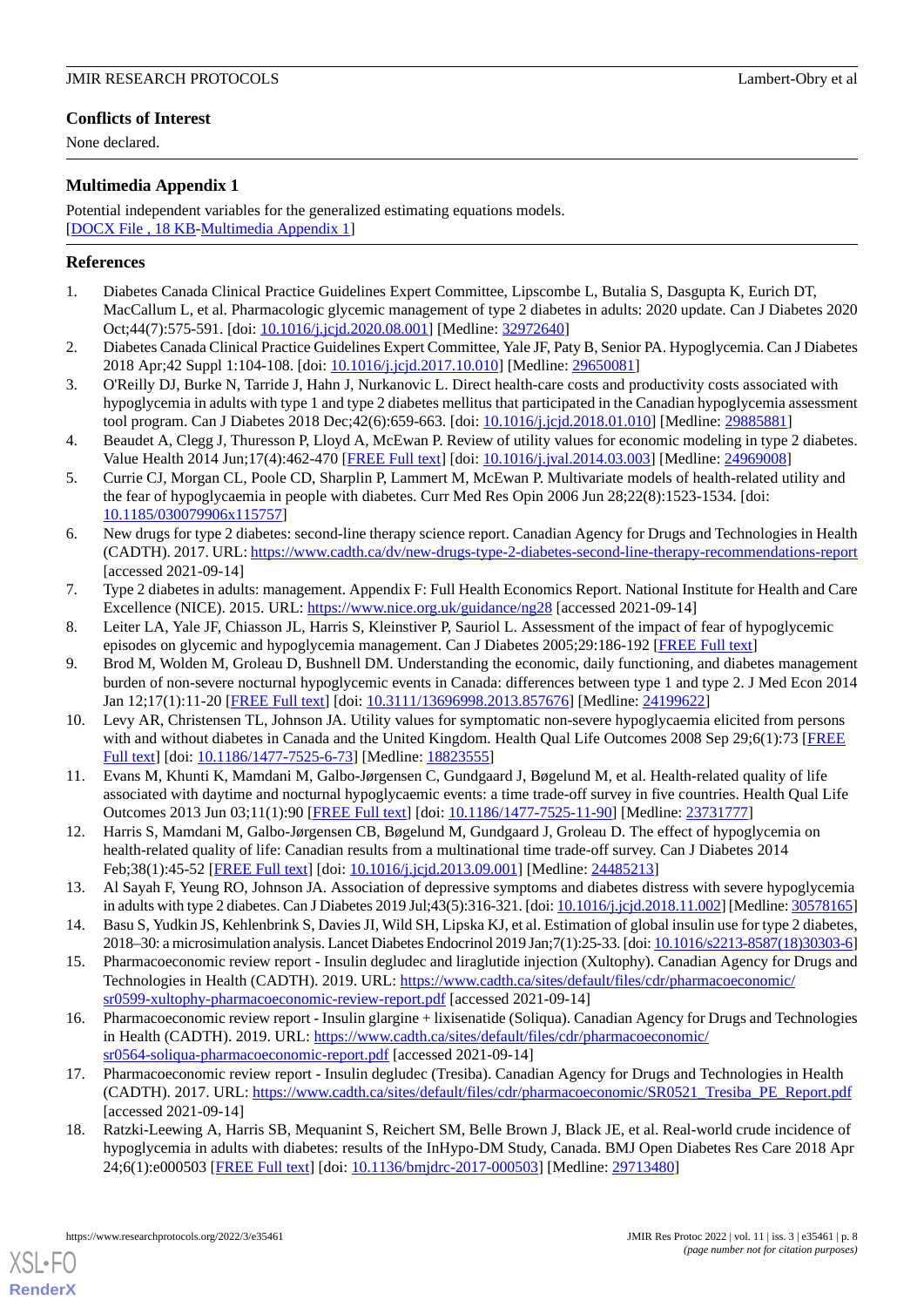## Conflicts of Interest

None declared.

## Multimedia Appendix 1

Potential independent variables for the generalized estimating equations models.

[DOCX File , 18 KB-Multimedia Appendix 1]

## References

1. Diabetes Canada Clinical Practice Guidelines Expert Committee, Lipscombe L, Butalia S, Dasgupta K, Eurich DT, MacCallum L, et al. Pharmacologic glycemic management of type 2 diabetes in adults: 2020 update. Can J Diabetes 2020 Oct;44(7):575-591. [doi: 10.1016/j.jcjd.2020.08.001] [Medline: 32972640]
2. Diabetes Canada Clinical Practice Guidelines Expert Committee, Yale JF, Paty B, Senior PA. Hypoglycemia. Can J Diabetes 2018 Apr;42 Suppl 1:104-108. [doi: 10.1016/j.jcjd.2017.10.010] [Medline: 29650081]
3. O'Reilly DJ, Burke N, Tarride J, Hahn J, Nurkanovic L. Direct health-care costs and productivity costs associated with hypoglycemia in adults with type 1 and type 2 diabetes mellitus that participated in the Canadian hypoglycemia assessment tool program. Can J Diabetes 2018 Dec;42(6):659-663. [doi: 10.1016/j.jcjd.2018.01.010] [Medline: 29885881]
4. Beaudet A, Clegg J, Thuresson P, Lloyd A, McEwan P. Review of utility values for economic modeling in type 2 diabetes. Value Health 2014 Jun;17(4):462-470 [FREE Full text] [doi: 10.1016/j.jval.2014.03.003] [Medline: 24969008]
5. Currie CJ, Morgan CL, Poole CD, Sharplin P, Lammert M, McEwan P. Multivariate models of health-related utility and the fear of hypoglycaemia in people with diabetes. Curr Med Res Opin 2006 Jun 28;22(8):1523-1534. [doi: 10.1185/030079906x115757]
6. New drugs for type 2 diabetes: second-line therapy science report. Canadian Agency for Drugs and Technologies in Health (CADTH). 2017. URL: https://www.cadth.ca/dv/new-drugs-type-2-diabetes-second-line-therapy-recommendations-report [accessed 2021-09-14]
7. Type 2 diabetes in adults: management. Appendix F: Full Health Economics Report. National Institute for Health and Care Excellence (NICE). 2015. URL: https://www.nice.org.uk/guidance/ng28 [accessed 2021-09-14]
8. Leiter LA, Yale JF, Chiasson JL, Harris S, Kleinstiver P, Sauriol L. Assessment of the impact of fear of hypoglycemic episodes on glycemic and hypoglycemia management. Can J Diabetes 2005;29:186-192 [FREE Full text]
9. Brod M, Wolden M, Groleau D, Bushnell DM. Understanding the economic, daily functioning, and diabetes management burden of non-severe nocturnal hypoglycemic events in Canada: differences between type 1 and type 2. J Med Econ 2014 Jan 12;17(1):11-20 [FREE Full text] [doi: 10.3111/13696998.2013.857676] [Medline: 24199622]
10. Levy AR, Christensen TL, Johnson JA. Utility values for symptomatic non-severe hypoglycaemia elicited from persons with and without diabetes in Canada and the United Kingdom. Health Qual Life Outcomes 2008 Sep 29;6(1):73 [FREE Full text] [doi: 10.1186/1477-7525-6-73] [Medline: 18823555]
11. Evans M, Khunti K, Mamdani M, Galbo-Jørgensen C, Gundgaard J, Bøgelund M, et al. Health-related quality of life associated with daytime and nocturnal hypoglycaemic events: a time trade-off survey in five countries. Health Qual Life Outcomes 2013 Jun 03;11(1):90 [FREE Full text] [doi: 10.1186/1477-7525-11-90] [Medline: 23731777]
12. Harris S, Mamdani M, Galbo-Jørgensen CB, Bøgelund M, Gundgaard J, Groleau D. The effect of hypoglycemia on health-related quality of life: Canadian results from a multinational time trade-off survey. Can J Diabetes 2014 Feb;38(1):45-52 [FREE Full text] [doi: 10.1016/j.jcjd.2013.09.001] [Medline: 24485213]
13. Al Sayah F, Yeung RO, Johnson JA. Association of depressive symptoms and diabetes distress with severe hypoglycemia in adults with type 2 diabetes. Can J Diabetes 2019 Jul;43(5):316-321. [doi: 10.1016/j.jcjd.2018.11.002] [Medline: 30578165]
14. Basu S, Yudkin JS, Kehlenbrink S, Davies JI, Wild SH, Lipska KJ, et al. Estimation of global insulin use for type 2 diabetes, 2018–30: a microsimulation analysis. Lancet Diabetes Endocrinol 2019 Jan;7(1):25-33. [doi: 10.1016/s2213-8587(18)30303-6]
15. Pharmacoeconomic review report - Insulin degludec and liraglutide injection (Xultophy). Canadian Agency for Drugs and Technologies in Health (CADTH). 2019. URL: https://www.cadth.ca/sites/default/files/cdr/pharmacoeconomic/sr0599-xultophy-pharmacoeconomic-review-report.pdf [accessed 2021-09-14]
16. Pharmacoeconomic review report - Insulin glargine + lixisenatide (Soliqua). Canadian Agency for Drugs and Technologies in Health (CADTH). 2019. URL: https://www.cadth.ca/sites/default/files/cdr/pharmacoeconomic/sr0564-soliqua-pharmacoeconomic-report.pdf [accessed 2021-09-14]
17. Pharmacoeconomic review report - Insulin degludec (Tresiba). Canadian Agency for Drugs and Technologies in Health (CADTH). 2017. URL: https://www.cadth.ca/sites/default/files/cdr/pharmacoeconomic/SR0521_Tresiba_PE_Report.pdf [accessed 2021-09-14]
18. Ratzki-Leewing A, Harris SB, Mequanint S, Reichert SM, Belle Brown J, Black JE, et al. Real-world crude incidence of hypoglycemia in adults with diabetes: results of the InHypo-DM Study, Canada. BMJ Open Diabetes Res Care 2018 Apr 24;6(1):e000503 [FREE Full text] [doi: 10.1136/bmjdrc-2017-000503] [Medline: 29713480]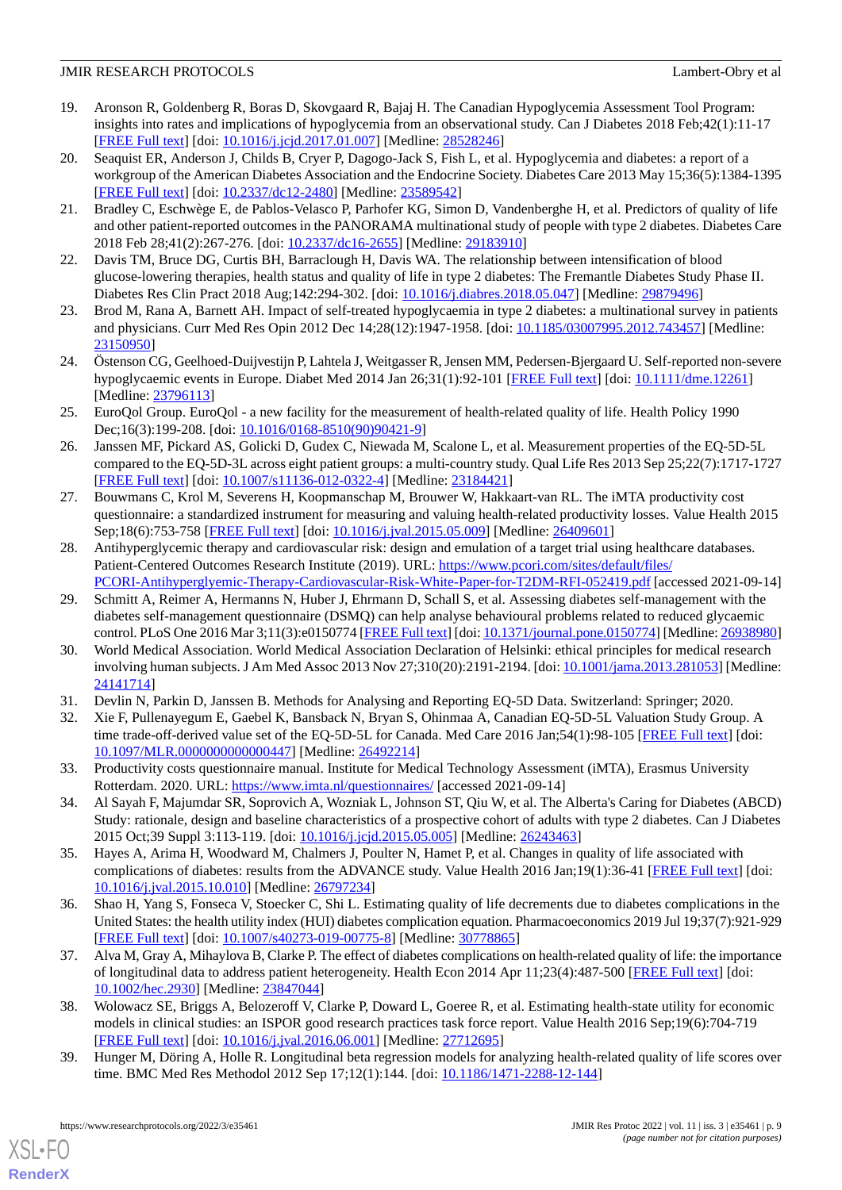19. Aronson R, Goldenberg R, Boras D, Skovgaard R, Bajaj H. The Canadian Hypoglycemia Assessment Tool Program: insights into rates and implications of hypoglycemia from an observational study. Can J Diabetes 2018 Feb;42(1):11-17 [FREE Full text] [doi: 10.1016/j.jcjd.2017.01.007] [Medline: 28528246]
20. Seaquist ER, Anderson J, Childs B, Cryer P, Dagogo-Jack S, Fish L, et al. Hypoglycemia and diabetes: a report of a workgroup of the American Diabetes Association and the Endocrine Society. Diabetes Care 2013 May 15;36(5):1384-1395 [FREE Full text] [doi: 10.2337/dc12-2480] [Medline: 23589542]
21. Bradley C, Eschwège E, de Pablos-Velasco P, Parhofer KG, Simon D, Vandenberghe H, et al. Predictors of quality of life and other patient-reported outcomes in the PANORAMA multinational study of people with type 2 diabetes. Diabetes Care 2018 Feb 28;41(2):267-276. [doi: 10.2337/dc16-2655] [Medline: 29183910]
22. Davis TM, Bruce DG, Curtis BH, Barraclough H, Davis WA. The relationship between intensification of blood glucose-lowering therapies, health status and quality of life in type 2 diabetes: The Fremantle Diabetes Study Phase II. Diabetes Res Clin Pract 2018 Aug;142:294-302. [doi: 10.1016/j.diabres.2018.05.047] [Medline: 29879496]
23. Brod M, Rana A, Barnett AH. Impact of self-treated hypoglycaemia in type 2 diabetes: a multinational survey in patients and physicians. Curr Med Res Opin 2012 Dec 14;28(12):1947-1958. [doi: 10.1185/03007995.2012.743457] [Medline: 23150950]
24. Östenson CG, Geelhoed-Duijvestijn P, Lahtela J, Weitgasser R, Jensen MM, Pedersen-Bjergaard U. Self-reported non-severe hypoglycaemic events in Europe. Diabet Med 2014 Jan 26;31(1):92-101 [FREE Full text] [doi: 10.1111/dme.12261] [Medline: 23796113]
25. EuroQol Group. EuroQol - a new facility for the measurement of health-related quality of life. Health Policy 1990 Dec;16(3):199-208. [doi: 10.1016/0168-8510(90)90421-9]
26. Janssen MF, Pickard AS, Golicki D, Gudex C, Niewada M, Scalone L, et al. Measurement properties of the EQ-5D-5L compared to the EQ-5D-3L across eight patient groups: a multi-country study. Qual Life Res 2013 Sep 25;22(7):1717-1727 [FREE Full text] [doi: 10.1007/s11136-012-0322-4] [Medline: 23184421]
27. Bouwmans C, Krol M, Severens H, Koopmanschap M, Brouwer W, Hakkaart-van RL. The iMTA productivity cost questionnaire: a standardized instrument for measuring and valuing health-related productivity losses. Value Health 2015 Sep;18(6):753-758 [FREE Full text] [doi: 10.1016/j.jval.2015.05.009] [Medline: 26409601]
28. Antihyperglycemic therapy and cardiovascular risk: design and emulation of a target trial using healthcare databases. Patient-Centered Outcomes Research Institute (2019). URL: https://www.pcori.org/sites/default/files/PCORI-Antihyperglyemic-Therapy-Cardiovascular-Risk-White-Paper-for-T2DM-RFI-052419.pdf [accessed 2021-09-14]
29. Schmitt A, Reimer A, Hermanns N, Huber J, Ehrmann D, Schall S, et al. Assessing diabetes self-management with the diabetes self-management questionnaire (DSMQ) can help analyse behavioural problems related to reduced glycaemic control. PLoS One 2016 Mar 3;11(3):e0150774 [FREE Full text] [doi: 10.1371/journal.pone.0150774] [Medline: 26938980]
30. World Medical Association. World Medical Association Declaration of Helsinki: ethical principles for medical research involving human subjects. J Am Med Assoc 2013 Nov 27;310(20):2191-2194. [doi: 10.1001/jama.2013.281053] [Medline: 24141714]
31. Devlin N, Parkin D, Janssen B. Methods for Analysing and Reporting EQ-5D Data. Switzerland: Springer; 2020.
32. Xie F, Pullenayegum E, Gaebel K, Bansback N, Bryan S, Ohinmaa A, Canadian EQ-5D-5L Valuation Study Group. A time trade-off-derived value set of the EQ-5D-5L for Canada. Med Care 2016 Jan;54(1):98-105 [FREE Full text] [doi: 10.1097/MLR.0000000000000447] [Medline: 26492214]
33. Productivity costs questionnaire manual. Institute for Medical Technology Assessment (iMTA), Erasmus University Rotterdam. 2020. URL: https://www.imta.nl/questionnaires/ [accessed 2021-09-14]
34. Al Sayah F, Majumdar SR, Soprovich A, Wozniak L, Johnson ST, Qiu W, et al. The Alberta's Caring for Diabetes (ABCD) Study: rationale, design and baseline characteristics of a prospective cohort of adults with type 2 diabetes. Can J Diabetes 2015 Oct;39 Suppl 3:113-119. [doi: 10.1016/j.jcjd.2015.05.005] [Medline: 26243463]
35. Hayes A, Arima H, Woodward M, Chalmers J, Poulter N, Hamet P, et al. Changes in quality of life associated with complications of diabetes: results from the ADVANCE study. Value Health 2016 Jan;19(1):36-41 [FREE Full text] [doi: 10.1016/j.jval.2015.10.010] [Medline: 26797234]
36. Shao H, Yang S, Fonseca V, Stoecker C, Shi L. Estimating quality of life decrements due to diabetes complications in the United States: the health utility index (HUI) diabetes complication equation. Pharmacoeconomics 2019 Jul 19;37(7):921-929 [FREE Full text] [doi: 10.1007/s40273-019-00775-8] [Medline: 30778865]
37. Alva M, Gray A, Mihaylova B, Clarke P. The effect of diabetes complications on health-related quality of life: the importance of longitudinal data to address patient heterogeneity. Health Econ 2014 Apr 11;23(4):487-500 [FREE Full text] [doi: 10.1002/hec.2930] [Medline: 23847044]
38. Wolowacz SE, Briggs A, Belozeroff V, Clarke P, Doward L, Goeree R, et al. Estimating health-state utility for economic models in clinical studies: an ISPOR good research practices task force report. Value Health 2016 Sep;19(6):704-719 [FREE Full text] [doi: 10.1016/j.jval.2016.06.001] [Medline: 27712695]
39. Hunger M, Döring A, Holle R. Longitudinal beta regression models for analyzing health-related quality of life scores over time. BMC Med Res Methodol 2012 Sep 17;12(1):144. [doi: 10.1186/1471-2288-12-144]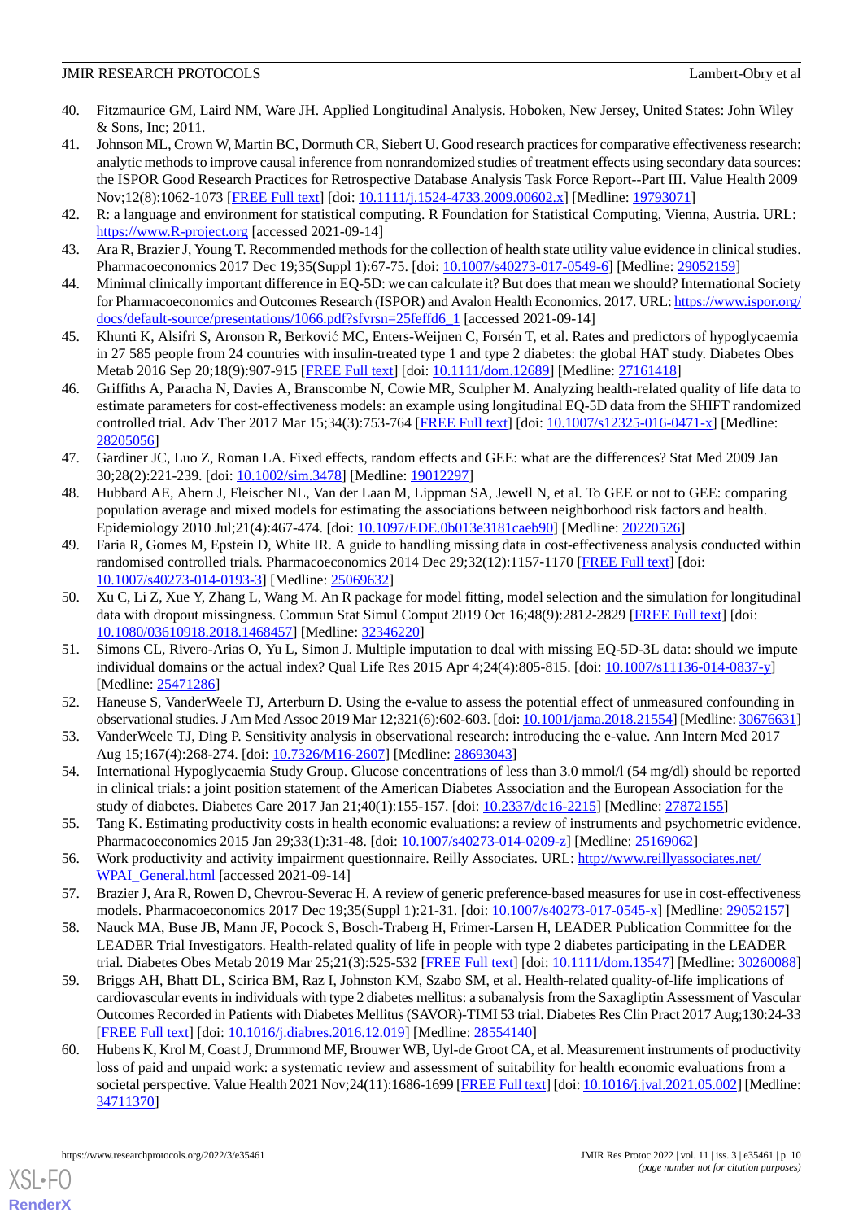40. Fitzmaurice GM, Laird NM, Ware JH. Applied Longitudinal Analysis. Hoboken, New Jersey, United States: John Wiley & Sons, Inc; 2011.
41. Johnson ML, Crown W, Martin BC, Dormuth CR, Siebert U. Good research practices for comparative effectiveness research: analytic methods to improve causal inference from nonrandomized studies of treatment effects using secondary data sources: the ISPOR Good Research Practices for Retrospective Database Analysis Task Force Report--Part III. Value Health 2009 Nov;12(8):1062-1073 [FREE Full text] [doi: 10.1111/j.1524-4733.2009.00602.x] [Medline: 19793071]
42. R: a language and environment for statistical computing. R Foundation for Statistical Computing, Vienna, Austria. URL: https://www.R-project.org [accessed 2021-09-14]
43. Ara R, Brazier J, Young T. Recommended methods for the collection of health state utility value evidence in clinical studies. Pharmacoeconomics 2017 Dec 19;35(Suppl 1):67-75. [doi: 10.1007/s40273-017-0549-6] [Medline: 29052159]
44. Minimal clinically important difference in EQ-5D: we can calculate it? But does that mean we should? International Society for Pharmacoeconomics and Outcomes Research (ISPOR) and Avalon Health Economics. 2017. URL: https://www.ispor.org/docs/default-source/presentations/1066.pdf?sfvrsn=25feffd6_1 [accessed 2021-09-14]
45. Khunti K, Alsifri S, Aronson R, Berković MC, Enters-Weijnen C, Forsén T, et al. Rates and predictors of hypoglycaemia in 27 585 people from 24 countries with insulin-treated type 1 and type 2 diabetes: the global HAT study. Diabetes Obes Metab 2016 Sep 20;18(9):907-915 [FREE Full text] [doi: 10.1111/dom.12689] [Medline: 27161418]
46. Griffiths A, Paracha N, Davies A, Branscombe N, Cowie MR, Sculpher M. Analyzing health-related quality of life data to estimate parameters for cost-effectiveness models: an example using longitudinal EQ-5D data from the SHIFT randomized controlled trial. Adv Ther 2017 Mar 15;34(3):753-764 [FREE Full text] [doi: 10.1007/s12325-016-0471-x] [Medline: 28205056]
47. Gardiner JC, Luo Z, Roman LA. Fixed effects, random effects and GEE: what are the differences? Stat Med 2009 Jan 30;28(2):221-239. [doi: 10.1002/sim.3478] [Medline: 19012297]
48. Hubbard AE, Ahern J, Fleischer NL, Van der Laan M, Lippman SA, Jewell N, et al. To GEE or not to GEE: comparing population average and mixed models for estimating the associations between neighborhood risk factors and health. Epidemiology 2010 Jul;21(4):467-474. [doi: 10.1097/EDE.0b013e3181caeb90] [Medline: 20220526]
49. Faria R, Gomes M, Epstein D, White IR. A guide to handling missing data in cost-effectiveness analysis conducted within randomised controlled trials. Pharmacoeconomics 2014 Dec 29;32(12):1157-1170 [FREE Full text] [doi: 10.1007/s40273-014-0193-3] [Medline: 25069632]
50. Xu C, Li Z, Xue Y, Zhang L, Wang M. An R package for model fitting, model selection and the simulation for longitudinal data with dropout missingness. Commun Stat Simul Comput 2019 Oct 16;48(9):2812-2829 [FREE Full text] [doi: 10.1080/03610918.2018.1468457] [Medline: 32346220]
51. Simons CL, Rivero-Arias O, Yu L, Simon J. Multiple imputation to deal with missing EQ-5D-3L data: should we impute individual domains or the actual index? Qual Life Res 2015 Apr 4;24(4):805-815. [doi: 10.1007/s11136-014-0837-y] [Medline: 25471286]
52. Haneuse S, VanderWeele TJ, Arterburn D. Using the e-value to assess the potential effect of unmeasured confounding in observational studies. J Am Med Assoc 2019 Mar 12;321(6):602-603. [doi: 10.1001/jama.2018.21554] [Medline: 30676631]
53. VanderWeele TJ, Ding P. Sensitivity analysis in observational research: introducing the e-value. Ann Intern Med 2017 Aug 15;167(4):268-274. [doi: 10.7326/M16-2607] [Medline: 28693043]
54. International Hypoglycaemia Study Group. Glucose concentrations of less than 3.0 mmol/l (54 mg/dl) should be reported in clinical trials: a joint position statement of the American Diabetes Association and the European Association for the study of diabetes. Diabetes Care 2017 Jan 21;40(1):155-157. [doi: 10.2337/dc16-2215] [Medline: 27872155]
55. Tang K. Estimating productivity costs in health economic evaluations: a review of instruments and psychometric evidence. Pharmacoeconomics 2015 Jan 29;33(1):31-48. [doi: 10.1007/s40273-014-0209-z] [Medline: 25169062]
56. Work productivity and activity impairment questionnaire. Reilly Associates. URL: http://www.reillyassociates.net/WPAI_General.html [accessed 2021-09-14]
57. Brazier J, Ara R, Rowen D, Chevrou-Severac H. A review of generic preference-based measures for use in cost-effectiveness models. Pharmacoeconomics 2017 Dec 19;35(Suppl 1):21-31. [doi: 10.1007/s40273-017-0545-x] [Medline: 29052157]
58. Nauck MA, Buse JB, Mann JF, Pocock S, Bosch-Traberg H, Frimer-Larsen H, LEADER Publication Committee for the LEADER Trial Investigators. Health-related quality of life in people with type 2 diabetes participating in the LEADER trial. Diabetes Obes Metab 2019 Mar 25;21(3):525-532 [FREE Full text] [doi: 10.1111/dom.13547] [Medline: 30260088]
59. Briggs AH, Bhatt DL, Scirica BM, Raz I, Johnston KM, Szabo SM, et al. Health-related quality-of-life implications of cardiovascular events in individuals with type 2 diabetes mellitus: a subanalysis from the Saxagliptin Assessment of Vascular Outcomes Recorded in Patients with Diabetes Mellitus (SAVOR)-TIMI 53 trial. Diabetes Res Clin Pract 2017 Aug;130:24-33 [FREE Full text] [doi: 10.1016/j.diabres.2016.12.019] [Medline: 28554140]
60. Hubens K, Krol M, Coast J, Drummond MF, Brouwer WB, Uyl-de Groot CA, et al. Measurement instruments of productivity loss of paid and unpaid work: a systematic review and assessment of suitability for health economic evaluations from a societal perspective. Value Health 2021 Nov;24(11):1686-1699 [FREE Full text] [doi: 10.1016/j.jval.2021.05.002] [Medline: 34711370]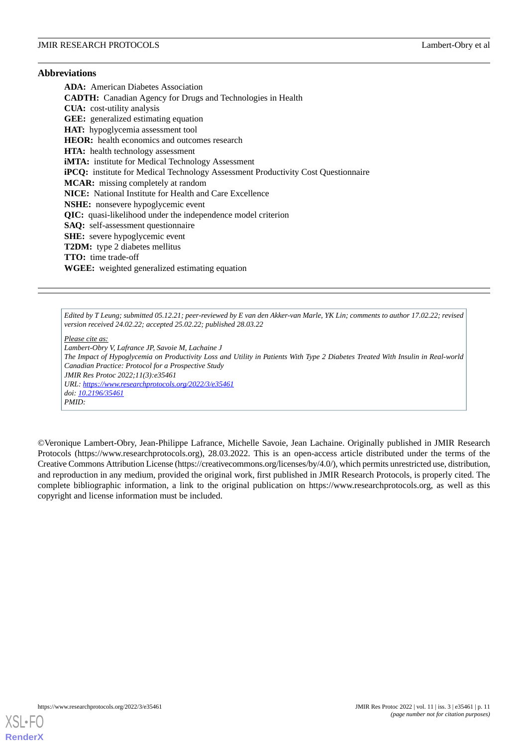## Abbreviations

**ADA:** American Diabetes Association
**CADTH:** Canadian Agency for Drugs and Technologies in Health
**CUA:** cost-utility analysis
**GEE:** generalized estimating equation
**HAT:** hypoglycemia assessment tool
**HEOR:** health economics and outcomes research
**HTA:** health technology assessment
**iMTA:** institute for Medical Technology Assessment
**iPCQ:** institute for Medical Technology Assessment Productivity Cost Questionnaire
**MCAR:** missing completely at random
**NICE:** National Institute for Health and Care Excellence
**NSHE:** nonsevere hypoglycemic event
**QIC:** quasi-likelihood under the independence model criterion
**SAQ:** self-assessment questionnaire
**SHE:** severe hypoglycemic event
**T2DM:** type 2 diabetes mellitus
**TTO:** time trade-off
**WGEE:** weighted generalized estimating equation

*Edited by T Leung; submitted 05.12.21; peer-reviewed by E van den Akker-van Marle, YK Lin; comments to author 17.02.22; revised version received 24.02.22; accepted 25.02.22; published 28.03.22*

*Please cite as:*
*Lambert-Obry V, Lafrance JP, Savoie M, Lachaine J*
*The Impact of Hypoglycemia on Productivity Loss and Utility in Patients With Type 2 Diabetes Treated With Insulin in Real-world Canadian Practice: Protocol for a Prospective Study*
*JMIR Res Protoc 2022;11(3):e35461*
*URL: https://www.researchprotocols.org/2022/3/e35461*
*doi: 10.2196/35461*
*PMID:*

©Veronique Lambert-Obry, Jean-Philippe Lafrance, Michelle Savoie, Jean Lachaine. Originally published in JMIR Research Protocols (https://www.researchprotocols.org), 28.03.2022. This is an open-access article distributed under the terms of the Creative Commons Attribution License (https://creativecommons.org/licenses/by/4.0/), which permits unrestricted use, distribution, and reproduction in any medium, provided the original work, first published in JMIR Research Protocols, is properly cited. The complete bibliographic information, a link to the original publication on https://www.researchprotocols.org, as well as this copyright and license information must be included.